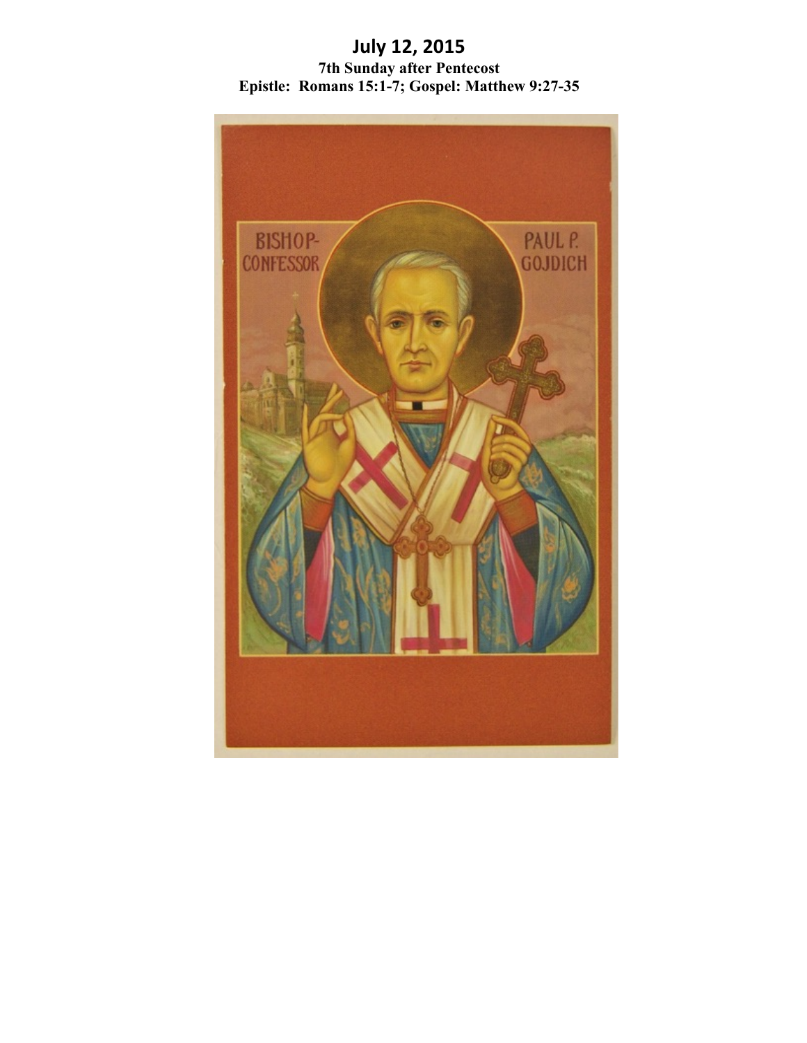# July 12, 2015

**7th Sunday after Pentecost**

**Epistle: Romans 15:1-7; Gospel: Matthew 9:27-35**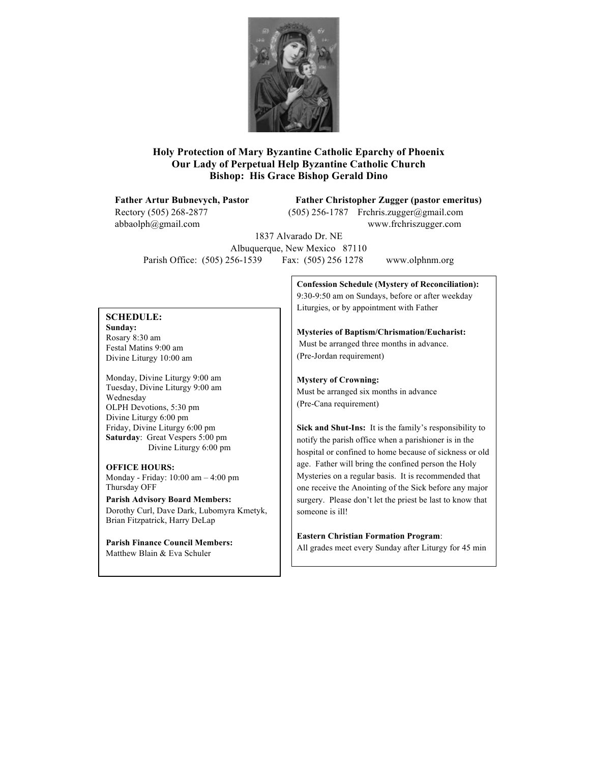**Holy Protection of Mary Byzantine Catholic Eparchy of Phoenix**
**Our Lady of Perpetual Help Byzantine Catholic Church**
**Bishop: His Grace Bishop Gerald Dino**

**Father Artur Bubnevych, Pastor**
Rectory (505) 268-2877
abbaolph@gmail.com

**Father Christopher Zugger (pastor emeritus)**
(505) 256-1787 Frchris.zugger@gmail.com
www.frchriszugger.com

1837 Alvarado Dr. NE
Albuquerque, New Mexico 87110
Parish Office: (505) 256-1539 Fax: (505) 256 1278 www.olphnm.org

**SCHEDULE:**

**Sunday:**
Rosary 8:30 am
Festal Matins 9:00 am
Divine Liturgy 10:00 am

Monday, Divine Liturgy 9:00 am
Tuesday, Divine Liturgy 9:00 am
Wednesday
OLPH Devotions, 5:30 pm
Divine Liturgy 6:00 pm
Friday, Divine Liturgy 6:00 pm
**Saturday**: Great Vespers 5:00 pm
Divine Liturgy 6:00 pm

**OFFICE HOURS:**
Monday - Friday: 10:00 am – 4:00 pm
Thursday OFF

**Parish Advisory Board Members:**
Dorothy Curl, Dave Dark, Lubomyra Kmetyk, Brian Fitzpatrick, Harry DeLap

**Parish Finance Council Members:**
Matthew Blain & Eva Schuler

**Confession Schedule (Mystery of Reconciliation):**
9:30-9:50 am on Sundays, before or after weekday Liturgies, or by appointment with Father

**Mysteries of Baptism/Chrismation/Eucharist:**
Must be arranged three months in advance.
(Pre-Jordan requirement)

**Mystery of Crowning:**
Must be arranged six months in advance
(Pre-Cana requirement)

**Sick and Shut-Ins:** It is the family's responsibility to notify the parish office when a parishioner is in the hospital or confined to home because of sickness or old age. Father will bring the confined person the Holy Mysteries on a regular basis. It is recommended that one receive the Anointing of the Sick before any major surgery. Please don't let the priest be last to know that someone is ill!

**Eastern Christian Formation Program**:
All grades meet every Sunday after Liturgy for 45 min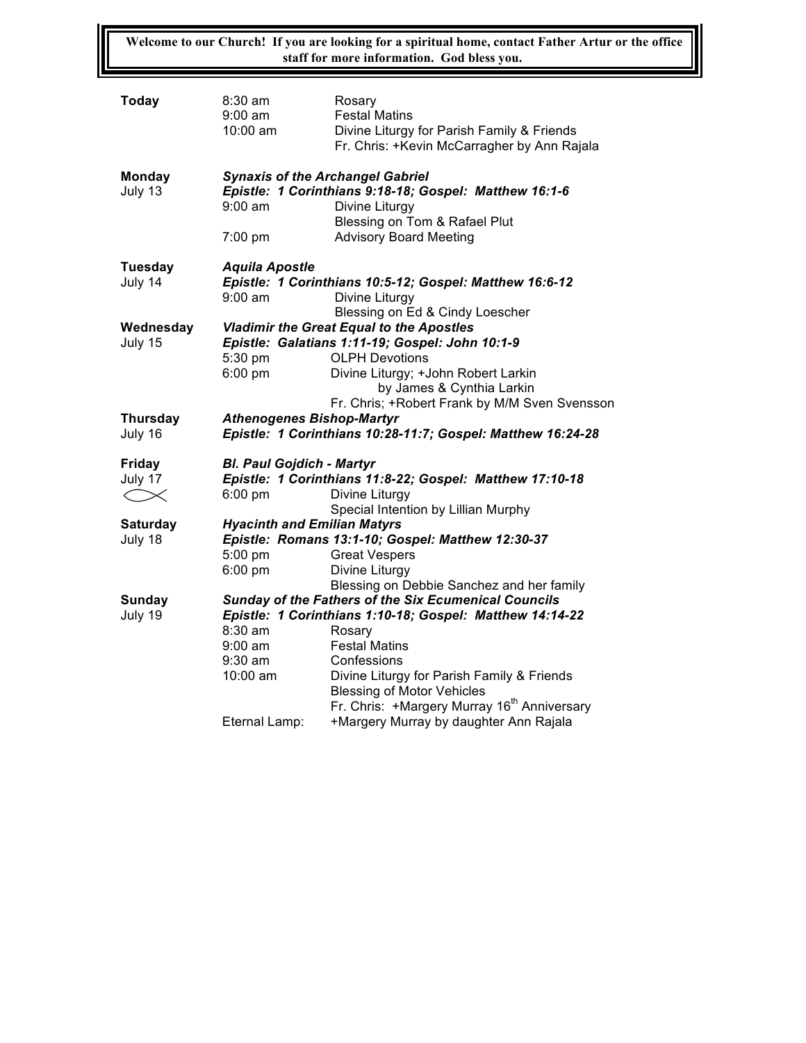**Welcome to our Church! If you are looking for a spiritual home, contact Father Artur or the office staff for more information. God bless you.**

| | | |
|---|---|---|
| **Today** | 8:30 am | Rosary |
| | 9:00 am | Festal Matins |
| | 10:00 am | Divine Liturgy for Parish Family & Friends<br>Fr. Chris: +Kevin McCarragher by Ann Rajala |
| **Monday**<br>July 13 | ***Synaxis of the Archangel Gabriel***<br>***Epistle: 1 Corinthians 9:18-18; Gospel: Matthew 16:1-6*** | |
| | 9:00 am | Divine Liturgy<br>Blessing on Tom & Rafael Plut |
| | 7:00 pm | Advisory Board Meeting |
| **Tuesday**<br>July 14 | ***Aquila Apostle***<br>***Epistle: 1 Corinthians 10:5-12; Gospel: Matthew 16:6-12*** | |
| | 9:00 am | Divine Liturgy<br>Blessing on Ed & Cindy Loescher |
| **Wednesday**<br>July 15 | ***Vladimir the Great Equal to the Apostles***<br>***Epistle: Galatians 1:11-19; Gospel: John 10:1-9*** | |
| | 5:30 pm | OLPH Devotions |
| | 6:00 pm | Divine Liturgy; +John Robert Larkin<br>by James & Cynthia Larkin<br>Fr. Chris; +Robert Frank by M/M Sven Svensson |
| **Thursday**<br>July 16 | ***Athenogenes Bishop-Martyr***<br>***Epistle: 1 Corinthians 10:28-11:7; Gospel: Matthew 16:24-28*** | |
| **Friday**<br>July 17 | ***Bl. Paul Gojdich - Martyr***<br>***Epistle: 1 Corinthians 11:8-22; Gospel: Matthew 17:10-18*** | |
| | 6:00 pm | Divine Liturgy<br>Special Intention by Lillian Murphy |
| **Saturday**<br>July 18 | ***Hyacinth and Emilian Matyrs***<br>***Epistle: Romans 13:1-10; Gospel: Matthew 12:30-37*** | |
| | 5:00 pm | Great Vespers |
| | 6:00 pm | Divine Liturgy<br>Blessing on Debbie Sanchez and her family |
| **Sunday**<br>July 19 | ***Sunday of the Fathers of the Six Ecumenical Councils***<br>***Epistle: 1 Corinthians 1:10-18; Gospel: Matthew 14:14-22*** | |
| | 8:30 am | Rosary |
| | 9:00 am | Festal Matins |
| | 9:30 am | Confessions |
| | 10:00 am | Divine Liturgy for Parish Family & Friends<br>Blessing of Motor Vehicles<br>Fr. Chris: +Margery Murray 16th Anniversary |
| | Eternal Lamp: | +Margery Murray by daughter Ann Rajala |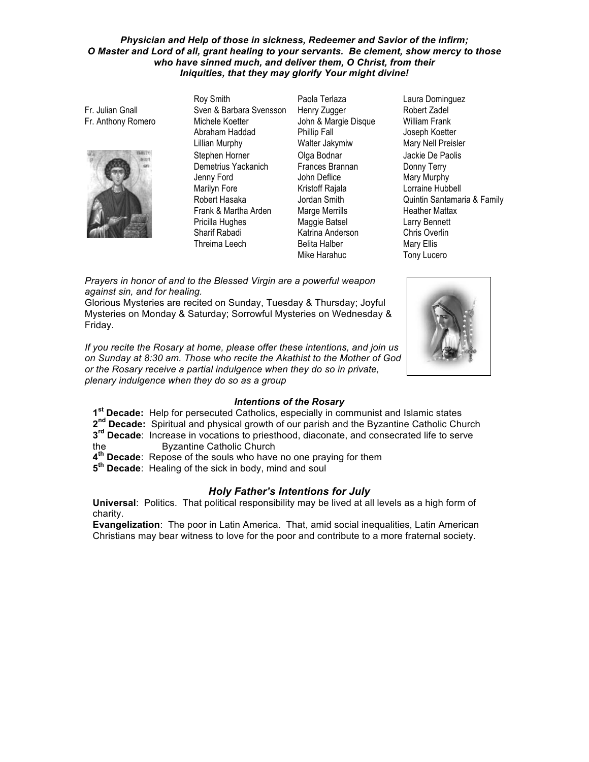***Physician and Help of those in sickness, Redeemer and Savior of the infirm; O Master and Lord of all, grant healing to your servants. Be clement, show mercy to those who have sinned much, and deliver them, O Christ, from their Iniquities, that they may glorify Your might divine!***

Fr. Julian Gnall
Fr. Anthony Romero

Roy Smith
Sven & Barbara Svensson
Michele Koetter
Abraham Haddad
Lillian Murphy
Stephen Horner
Demetrius Yackanich
Jenny Ford
Marilyn Fore
Robert Hasaka
Frank & Martha Arden
Pricilla Hughes
Sharif Rabadi
Threima Leech

Paola Terlaza
Henry Zugger
John & Margie Disque
Phillip Fall
Walter Jakymiw
Olga Bodnar
Frances Brannan
John Deflice
Kristoff Rajala
Jordan Smith
Marge Merrills
Maggie Batsel
Katrina Anderson
Belita Halber
Mike Harahuc

Laura Dominguez
Robert Zadel
William Frank
Joseph Koetter
Mary Nell Preisler
Jackie De Paolis
Donny Terry
Mary Murphy
Lorraine Hubbell
Quintin Santamaria & Family
Heather Mattax
Larry Bennett
Chris Overlin
Mary Ellis
Tony Lucero

*Prayers in honor of and to the Blessed Virgin are a powerful weapon against sin, and for healing.*
Glorious Mysteries are recited on Sunday, Tuesday & Thursday; Joyful Mysteries on Monday & Saturday; Sorrowful Mysteries on Wednesday & Friday.

*If you recite the Rosary at home, please offer these intentions, and join us on Sunday at 8:30 am. Those who recite the Akathist to the Mother of God or the Rosary receive a partial indulgence when they do so in private, plenary indulgence when they do so as a group*

***Intentions of the Rosary***

**1st Decade:** Help for persecuted Catholics, especially in communist and Islamic states
**2nd Decade:** Spiritual and physical growth of our parish and the Byzantine Catholic Church
**3rd Decade**: Increase in vocations to priesthood, diaconate, and consecrated life to serve the Byzantine Catholic Church
**4th Decade**: Repose of the souls who have no one praying for them
**5th Decade**: Healing of the sick in body, mind and soul

## *Holy Father's Intentions for July*

**Universal**: Politics. That political responsibility may be lived at all levels as a high form of charity.
**Evangelization**: The poor in Latin America. That, amid social inequalities, Latin American Christians may bear witness to love for the poor and contribute to a more fraternal society.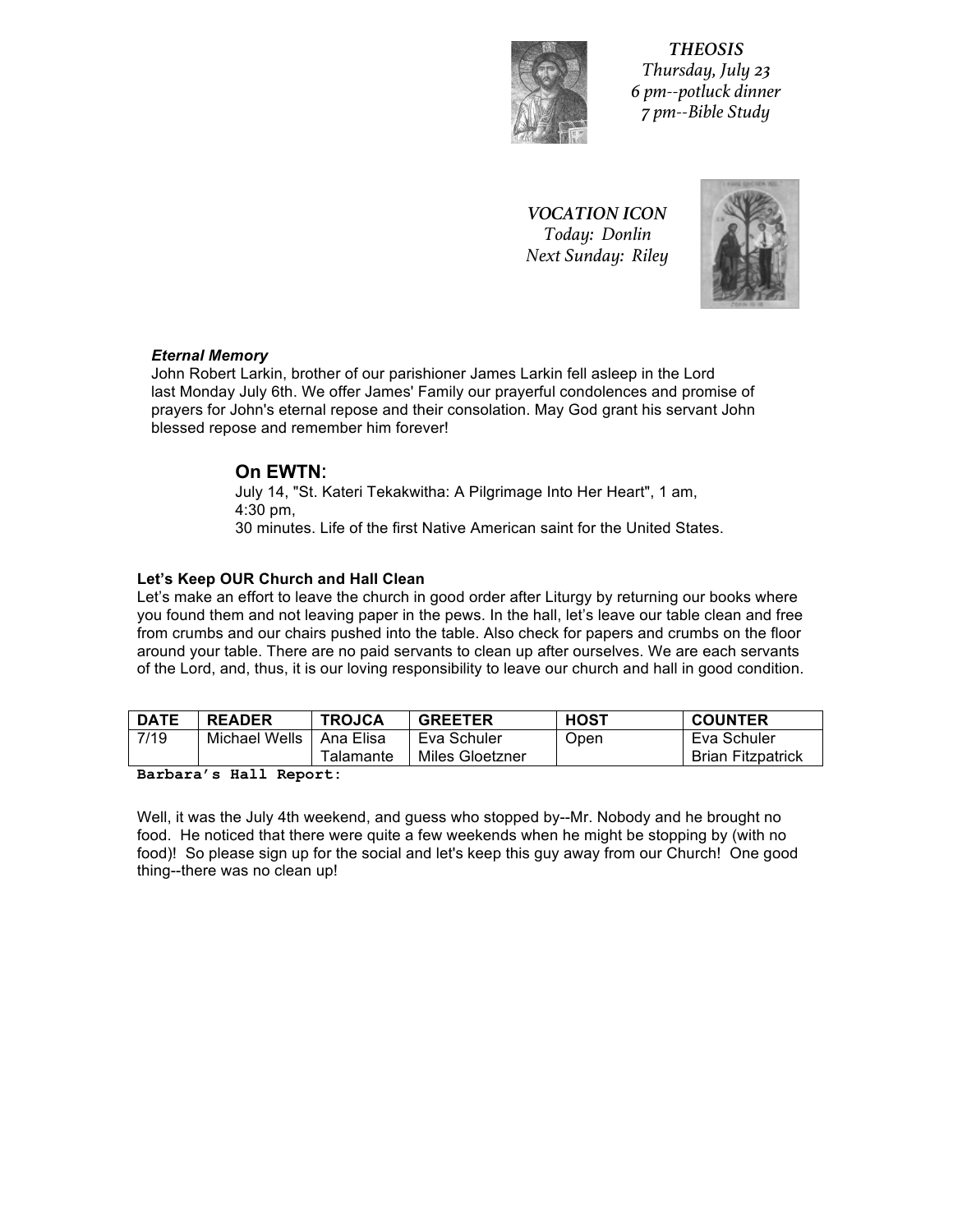***THEOSIS***
*Thursday, July 23*
*6 pm--potluck dinner*
*7 pm--Bible Study*

***VOCATION ICON***
*Today: Donlin*
*Next Sunday: Riley*

***Eternal Memory***
John Robert Larkin, brother of our parishioner James Larkin fell asleep in the Lord last Monday July 6th. We offer James' Family our prayerful condolences and promise of prayers for John's eternal repose and their consolation. May God grant his servant John blessed repose and remember him forever!

## On EWTN:

July 14, "St. Kateri Tekakwitha: A Pilgrimage Into Her Heart", 1 am,
4:30 pm,
30 minutes. Life of the first Native American saint for the United States.

**Let's Keep OUR Church and Hall Clean**
Let's make an effort to leave the church in good order after Liturgy by returning our books where you found them and not leaving paper in the pews. In the hall, let's leave our table clean and free from crumbs and our chairs pushed into the table. Also check for papers and crumbs on the floor around your table. There are no paid servants to clean up after ourselves. We are each servants of the Lord, and, thus, it is our loving responsibility to leave our church and hall in good condition.

| DATE | READER | TROJCA | GREETER | HOST | COUNTER |
|---|---|---|---|---|---|
| 7/19 | Michael Wells | Ana Elisa Talamante | Eva Schuler Miles Gloetzner | Open | Eva Schuler Brian Fitzpatrick |

**Barbara's Hall Report:**

Well, it was the July 4th weekend, and guess who stopped by--Mr. Nobody and he brought no food. He noticed that there were quite a few weekends when he might be stopping by (with no food)! So please sign up for the social and let's keep this guy away from our Church! One good thing--there was no clean up!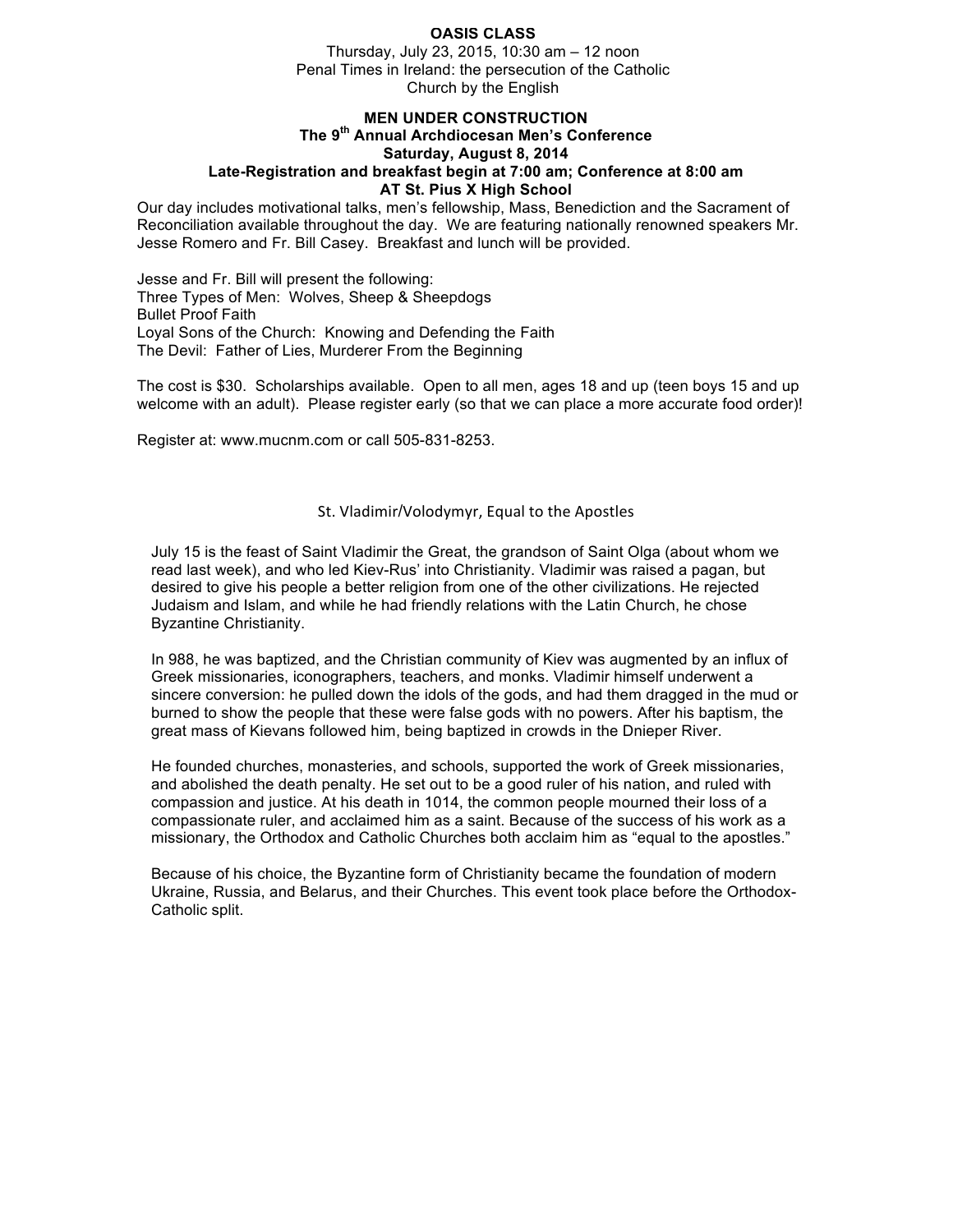**OASIS CLASS**

Thursday, July 23, 2015, 10:30 am – 12 noon
Penal Times in Ireland: the persecution of the Catholic Church by the English

**MEN UNDER CONSTRUCTION**
**The 9th Annual Archdiocesan Men's Conference**
**Saturday, August 8, 2014**
**Late-Registration and breakfast begin at 7:00 am; Conference at 8:00 am**
**AT St. Pius X High School**

Our day includes motivational talks, men's fellowship, Mass, Benediction and the Sacrament of Reconciliation available throughout the day. We are featuring nationally renowned speakers Mr. Jesse Romero and Fr. Bill Casey. Breakfast and lunch will be provided.

Jesse and Fr. Bill will present the following:
Three Types of Men: Wolves, Sheep & Sheepdogs
Bullet Proof Faith
Loyal Sons of the Church: Knowing and Defending the Faith
The Devil: Father of Lies, Murderer From the Beginning

The cost is $30. Scholarships available. Open to all men, ages 18 and up (teen boys 15 and up welcome with an adult). Please register early (so that we can place a more accurate food order)!

Register at: www.mucnm.com or call 505-831-8253.

St. Vladimir/Volodymyr, Equal to the Apostles

July 15 is the feast of Saint Vladimir the Great, the grandson of Saint Olga (about whom we read last week), and who led Kiev-Rus' into Christianity. Vladimir was raised a pagan, but desired to give his people a better religion from one of the other civilizations. He rejected Judaism and Islam, and while he had friendly relations with the Latin Church, he chose Byzantine Christianity.

In 988, he was baptized, and the Christian community of Kiev was augmented by an influx of Greek missionaries, iconographers, teachers, and monks. Vladimir himself underwent a sincere conversion: he pulled down the idols of the gods, and had them dragged in the mud or burned to show the people that these were false gods with no powers. After his baptism, the great mass of Kievans followed him, being baptized in crowds in the Dnieper River.

He founded churches, monasteries, and schools, supported the work of Greek missionaries, and abolished the death penalty. He set out to be a good ruler of his nation, and ruled with compassion and justice. At his death in 1014, the common people mourned their loss of a compassionate ruler, and acclaimed him as a saint. Because of the success of his work as a missionary, the Orthodox and Catholic Churches both acclaim him as "equal to the apostles."

Because of his choice, the Byzantine form of Christianity became the foundation of modern Ukraine, Russia, and Belarus, and their Churches. This event took place before the Orthodox-Catholic split.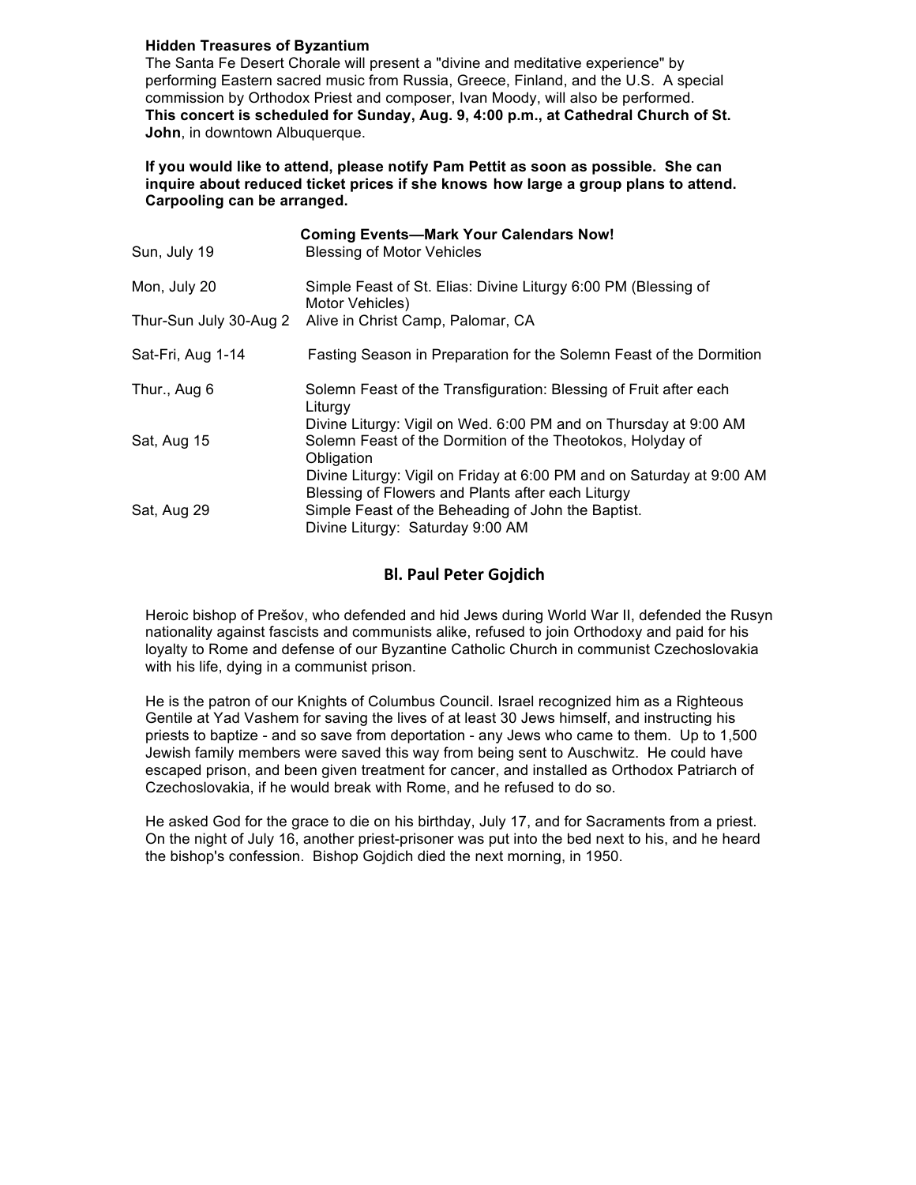**Hidden Treasures of Byzantium**

The Santa Fe Desert Chorale will present a "divine and meditative experience" by performing Eastern sacred music from Russia, Greece, Finland, and the U.S. A special commission by Orthodox Priest and composer, Ivan Moody, will also be performed. **This concert is scheduled for Sunday, Aug. 9, 4:00 p.m., at Cathedral Church of St. John**, in downtown Albuquerque.

**If you would like to attend, please notify Pam Pettit as soon as possible. She can inquire about reduced ticket prices if she knows how large a group plans to attend. Carpooling can be arranged.**

**Coming Events—Mark Your Calendars Now!**

| | |
|---|---|
| Sun, July 19 | Blessing of Motor Vehicles |
| Mon, July 20 | Simple Feast of St. Elias: Divine Liturgy 6:00 PM (Blessing of Motor Vehicles) |
| Thur-Sun July 30-Aug 2 | Alive in Christ Camp, Palomar, CA |
| Sat-Fri, Aug 1-14 | Fasting Season in Preparation for the Solemn Feast of the Dormition |
| Thur., Aug 6 | Solemn Feast of the Transfiguration: Blessing of Fruit after each Liturgy<br>Divine Liturgy: Vigil on Wed. 6:00 PM and on Thursday at 9:00 AM |
| Sat, Aug 15 | Solemn Feast of the Dormition of the Theotokos, Holyday of Obligation<br>Divine Liturgy: Vigil on Friday at 6:00 PM and on Saturday at 9:00 AM<br>Blessing of Flowers and Plants after each Liturgy |
| Sat, Aug 29 | Simple Feast of the Beheading of John the Baptist.<br>Divine Liturgy: Saturday 9:00 AM |

## Bl. Paul Peter Gojdich

Heroic bishop of Prešov, who defended and hid Jews during World War II, defended the Rusyn nationality against fascists and communists alike, refused to join Orthodoxy and paid for his loyalty to Rome and defense of our Byzantine Catholic Church in communist Czechoslovakia with his life, dying in a communist prison.

He is the patron of our Knights of Columbus Council. Israel recognized him as a Righteous Gentile at Yad Vashem for saving the lives of at least 30 Jews himself, and instructing his priests to baptize - and so save from deportation - any Jews who came to them. Up to 1,500 Jewish family members were saved this way from being sent to Auschwitz. He could have escaped prison, and been given treatment for cancer, and installed as Orthodox Patriarch of Czechoslovakia, if he would break with Rome, and he refused to do so.

He asked God for the grace to die on his birthday, July 17, and for Sacraments from a priest. On the night of July 16, another priest-prisoner was put into the bed next to his, and he heard the bishop's confession. Bishop Gojdich died the next morning, in 1950.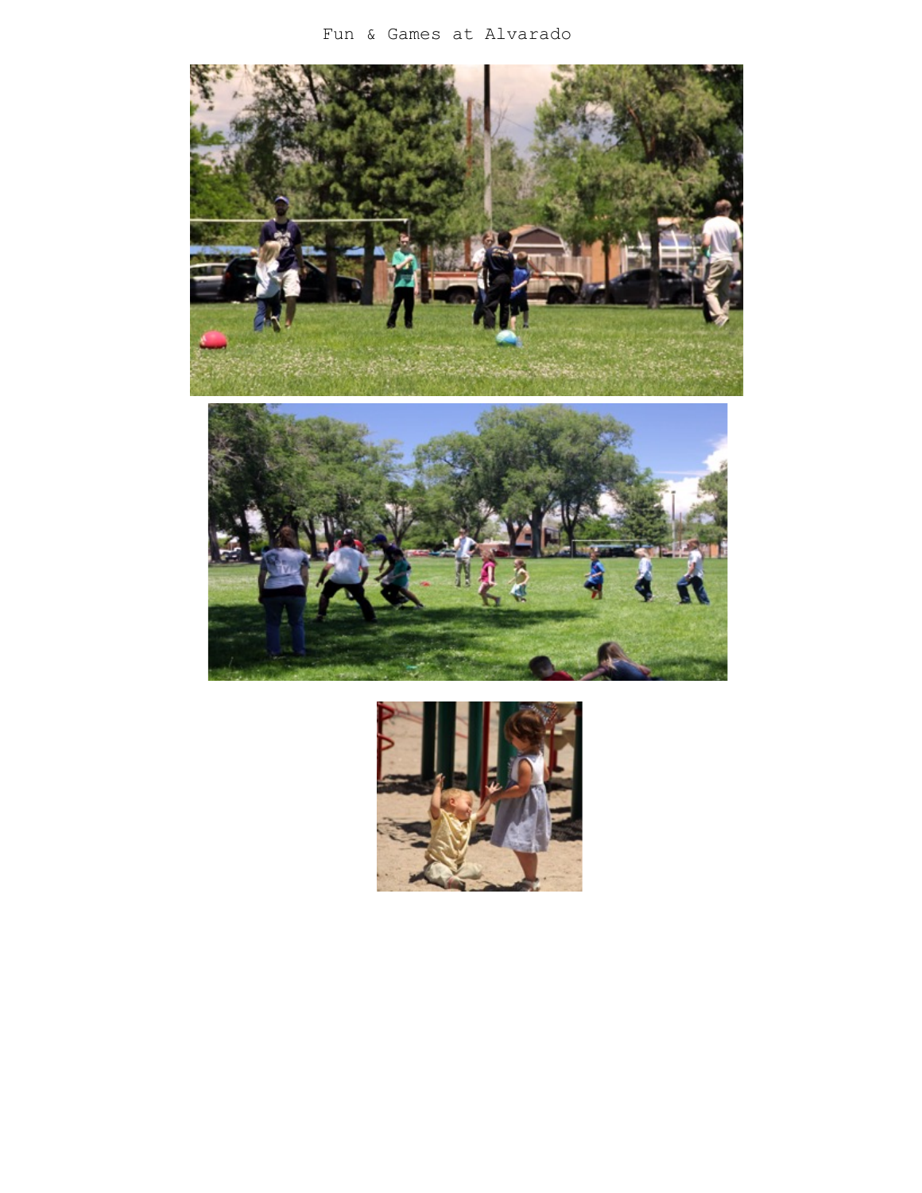Fun & Games at Alvarado